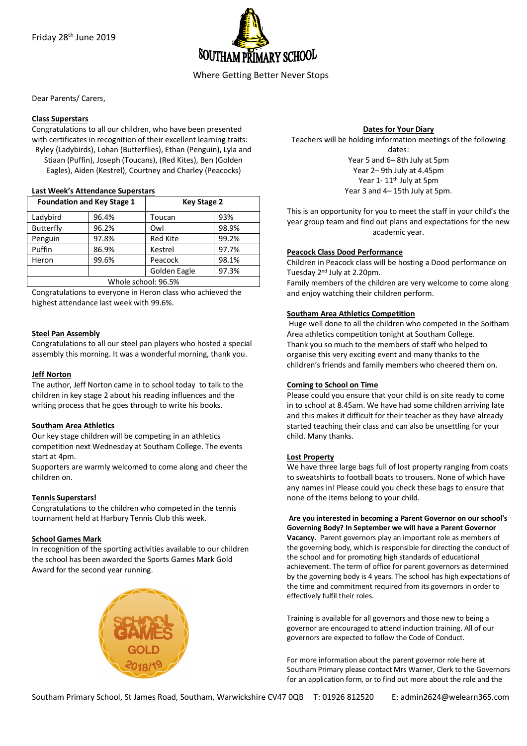Friday 28th June 2019

# SOUTHAM PRIMARY SCHOOL

Where Getting Better Never Stops

Dear Parents/ Carers,

**Class Superstars**

Congratulations to all our children, who have been presented with certificates in recognition of their excellent learning traits: Ryley (Ladybirds), Lohan (Butterflies), Ethan (Penguin), Lyla and Stiaan (Puffin), Joseph (Toucans), (Red Kites), Ben (Golden Eagles), Aiden (Kestrel), Courtney and Charley (Peacocks)

**Last Week's Attendance Superstars**

| Foundation and Key Stage 1 | | Key Stage 2 | |
|---|---|---|---|
| Ladybird | 96.4% | Toucan | 93% |
| Butterfly | 96.2% | Owl | 98.9% |
| Penguin | 97.8% | Red Kite | 99.2% |
| Puffin | 86.9% | Kestrel | 97.7% |
| Heron | 99.6% | Peacock | 98.1% |
| | | Golden Eagle | 97.3% |
| Whole school: 96.5% | | | |

Congratulations to everyone in Heron class who achieved the highest attendance last week with 99.6%.

**Steel Pan Assembly**

Congratulations to all our steel pan players who hosted a special assembly this morning. It was a wonderful morning, thank you.

**Jeff Norton**

The author, Jeff Norton came in to school today to talk to the children in key stage 2 about his reading influences and the writing process that he goes through to write his books.

**Southam Area Athletics**

Our key stage children will be competing in an athletics competition next Wednesday at Southam College. The events start at 4pm.

Supporters are warmly welcomed to come along and cheer the children on.

**Tennis Superstars!**

Congratulations to the children who competed in the tennis tournament held at Harbury Tennis Club this week.

**School Games Mark**

In recognition of the sporting activities available to our children the school has been awarded the Sports Games Mark Gold Award for the second year running.

**Dates for Your Diary**

Teachers will be holding information meetings of the following dates:

Year 5 and 6– 8th July at 5pm

Year 2– 9th July at 4.45pm

Year 1- 11th July at 5pm

Year 3 and 4– 15th July at 5pm.

This is an opportunity for you to meet the staff in your child's the year group team and find out plans and expectations for the new academic year.

**Peacock Class Dood Performance**

Children in Peacock class will be hosting a Dood performance on Tuesday 2nd July at 2.20pm.

Family members of the children are very welcome to come along and enjoy watching their children perform.

**Southam Area Athletics Competition**

Huge well done to all the children who competed in the Soitham Area athletics competition tonight at Southam College. Thank you so much to the members of staff who helped to organise this very exciting event and many thanks to the children's friends and family members who cheered them on.

**Coming to School on Time**

Please could you ensure that your child is on site ready to come in to school at 8.45am. We have had some children arriving late and this makes it difficult for their teacher as they have already started teaching their class and can also be unsettling for your child. Many thanks.

**Lost Property**

We have three large bags full of lost property ranging from coats to sweatshirts to football boats to trousers. None of which have any names in! Please could you check these bags to ensure that none of the items belong to your child.

**Are you interested in becoming a Parent Governor on our school's Governing Body? In September we will have a Parent Governor Vacancy.** Parent governors play an important role as members of the governing body, which is responsible for directing the conduct of the school and for promoting high standards of educational achievement. The term of office for parent governors as determined by the governing body is 4 years. The school has high expectations of the time and commitment required from its governors in order to effectively fulfil their roles.

Training is available for all governors and those new to being a governor are encouraged to attend induction training. All of our governors are expected to follow the Code of Conduct.

For more information about the parent governor role here at Southam Primary please contact Mrs Warner, Clerk to the Governors for an application form, or to find out more about the role and the

Southam Primary School, St James Road, Southam, Warwickshire CV47 0QB T: 01926 812520 E: admin2624@welearn365.com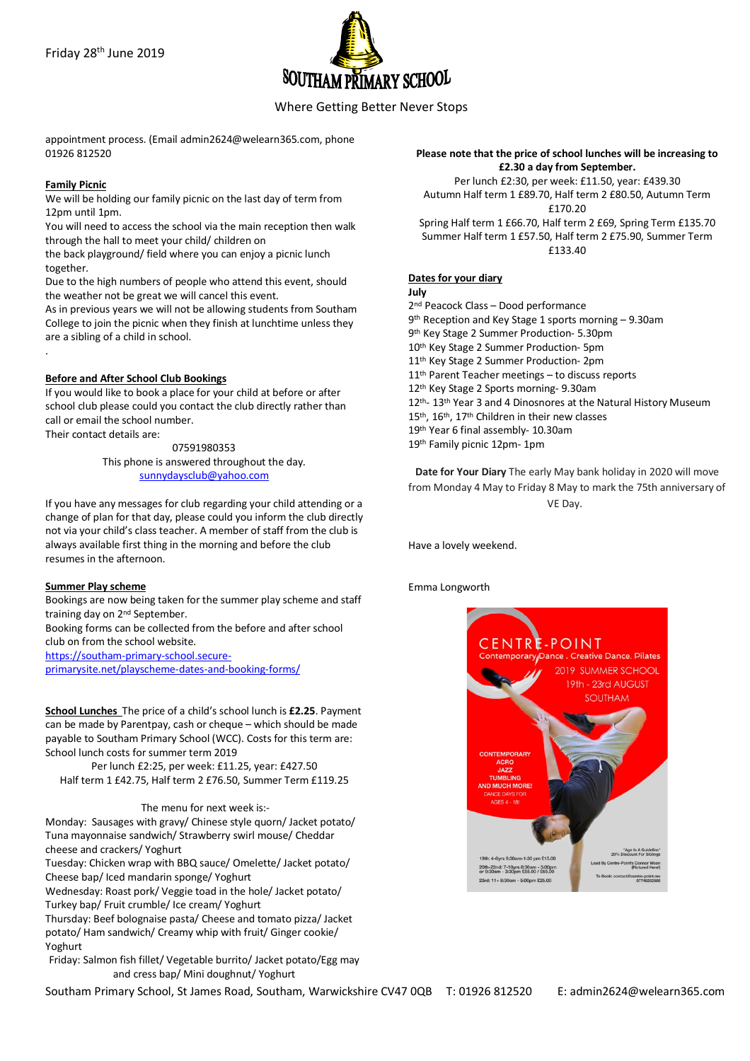Friday 28th June 2019

SOUTHAM PRIMARY SCHOOL

Where Getting Better Never Stops

appointment process. (Email admin2624@welearn365.com, phone 01926 812520

**Family Picnic**

We will be holding our family picnic on the last day of term from 12pm until 1pm.

You will need to access the school via the main reception then walk through the hall to meet your child/ children on the back playground/ field where you can enjoy a picnic lunch together.

Due to the high numbers of people who attend this event, should the weather not be great we will cancel this event.

As in previous years we will not be allowing students from Southam College to join the picnic when they finish at lunchtime unless they are a sibling of a child in school.

.

**Before and After School Club Bookings**

If you would like to book a place for your child at before or after school club please could you contact the club directly rather than call or email the school number.

Their contact details are:

07591980353

This phone is answered throughout the day.

sunnydaysclub@yahoo.com

If you have any messages for club regarding your child attending or a change of plan for that day, please could you inform the club directly not via your child's class teacher. A member of staff from the club is always available first thing in the morning and before the club resumes in the afternoon.

**Summer Play scheme**

Bookings are now being taken for the summer play scheme and staff training day on 2nd September.

Booking forms can be collected from the before and after school club on from the school website.

https://southam-primary-school.secure-primarysite.net/playscheme-dates-and-booking-forms/

**School Lunches** The price of a child's school lunch is **£2.25**. Payment can be made by Parentpay, cash or cheque – which should be made payable to Southam Primary School (WCC). Costs for this term are:

School lunch costs for summer term 2019

Per lunch £2:25, per week: £11.25, year: £427.50

Half term 1 £42.75, Half term 2 £76.50, Summer Term £119.25

The menu for next week is:-

Monday: Sausages with gravy/ Chinese style quorn/ Jacket potato/ Tuna mayonnaise sandwich/ Strawberry swirl mouse/ Cheddar cheese and crackers/ Yoghurt

Tuesday: Chicken wrap with BBQ sauce/ Omelette/ Jacket potato/ Cheese bap/ Iced mandarin sponge/ Yoghurt

Wednesday: Roast pork/ Veggie toad in the hole/ Jacket potato/ Turkey bap/ Fruit crumble/ Ice cream/ Yoghurt

Thursday: Beef bolognaise pasta/ Cheese and tomato pizza/ Jacket potato/ Ham sandwich/ Creamy whip with fruit/ Ginger cookie/ Yoghurt

Friday: Salmon fish fillet/ Vegetable burrito/ Jacket potato/Egg may and cress bap/ Mini doughnut/ Yoghurt

**Please note that the price of school lunches will be increasing to £2.30 a day from September.**

Per lunch £2:30, per week: £11.50, year: £439.30

Autumn Half term 1 £89.70, Half term 2 £80.50, Autumn Term £170.20

Spring Half term 1 £66.70, Half term 2 £69, Spring Term £135.70

Summer Half term 1 £57.50, Half term 2 £75.90, Summer Term £133.40

**Dates for your diary**

**July**

2nd Peacock Class – Dood performance

9th Reception and Key Stage 1 sports morning – 9.30am

9th Key Stage 2 Summer Production- 5.30pm

10th Key Stage 2 Summer Production- 5pm

11th Key Stage 2 Summer Production- 2pm

11th Parent Teacher meetings – to discuss reports

12th Key Stage 2 Sports morning- 9.30am

12th- 13th Year 3 and 4 Dinosnores at the Natural History Museum

15th, 16th, 17th Children in their new classes

19th Year 6 final assembly- 10.30am

19th Family picnic 12pm- 1pm

**Date for Your Diary** The early May bank holiday in 2020 will move from Monday 4 May to Friday 8 May to mark the 75th anniversary of VE Day.

Have a lovely weekend.

Emma Longworth

CENTRE-POINT

Contemporary Dance . Creative Dance. Pilates

2019 SUMMER SCHOOL

19th - 23rd AUGUST

SOUTHAM

CONTEMPORARY
ACRO
JAZZ
TUMBLING
AND MUCH MORE!
DANCE DAYS FOR AGES 4 - 18!

19th: 4-6yrs 9:30am-1:30 pm £15.00
20th-22nd: 7-10yrs 8:30am - 5:00pm or 9:30am - 3:30pm £55.00 / £65.00
23rd: 11+ 8:30am - 5:00pm £25.00

*Age Is A Guideline*
20% Discount For Siblings

Lead By Centre-Points Connor Woon (Pictured Here!)

To Book: contact@centre-point.me 07740202966